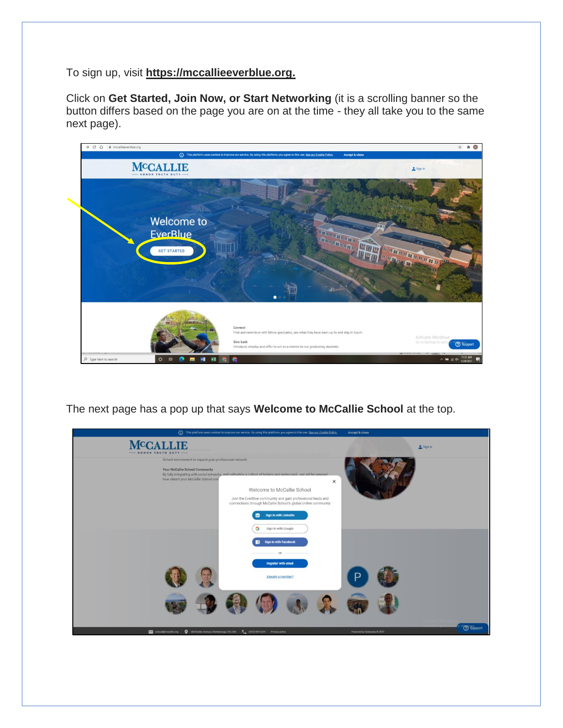To sign up, visit **https://mccallieeverblue.org.**

Click on **Get Started, Join Now, or Start Networking** (it is a scrolling banner so the button differs based on the page you are on at the time - they all take you to the same next page).

The next page has a pop up that says **Welcome to McCallie School** at the top.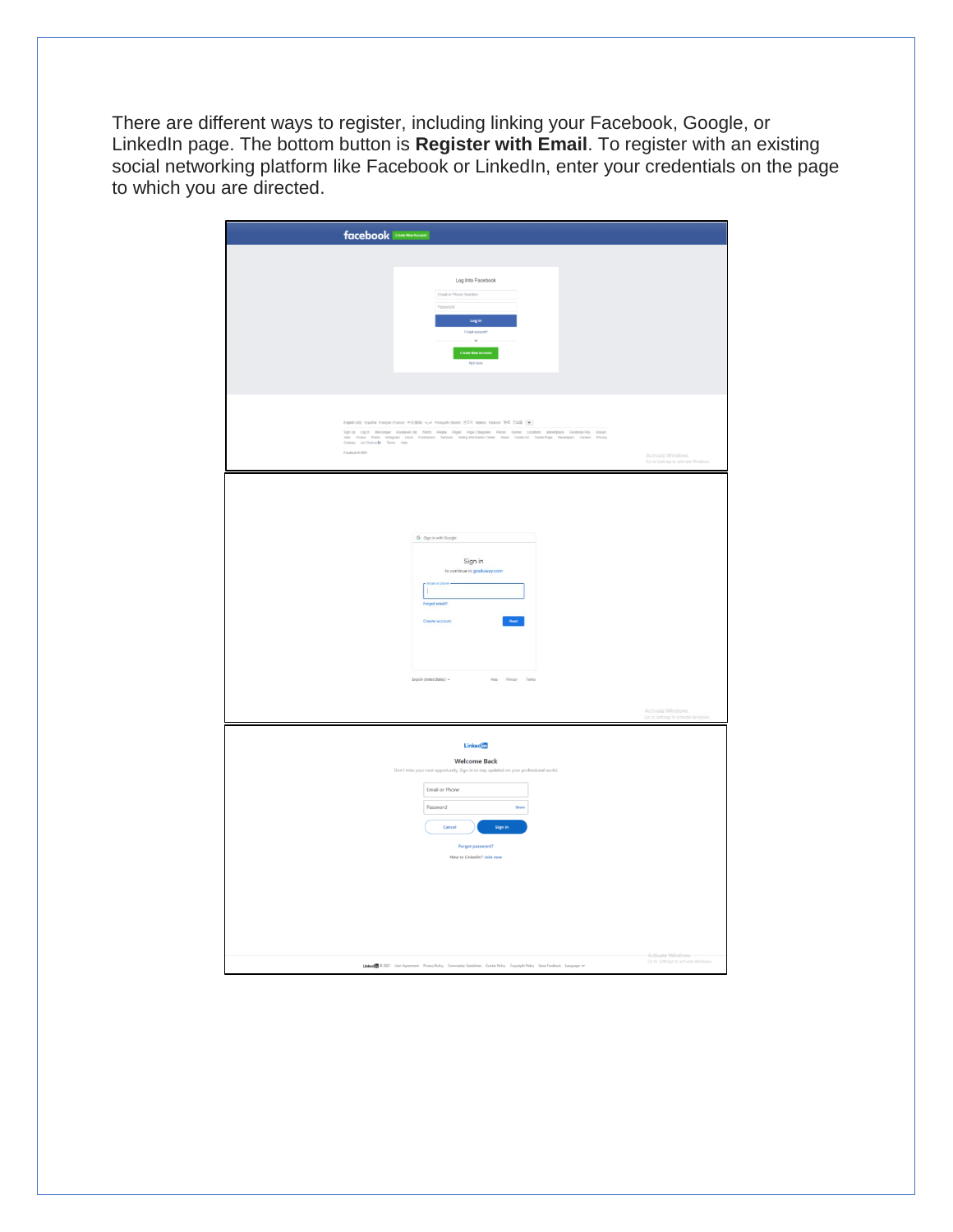There are different ways to register, including linking your Facebook, Google, or LinkedIn page. The bottom button is **Register with Email**. To register with an existing social networking platform like Facebook or LinkedIn, enter your credentials on the page to which you are directed.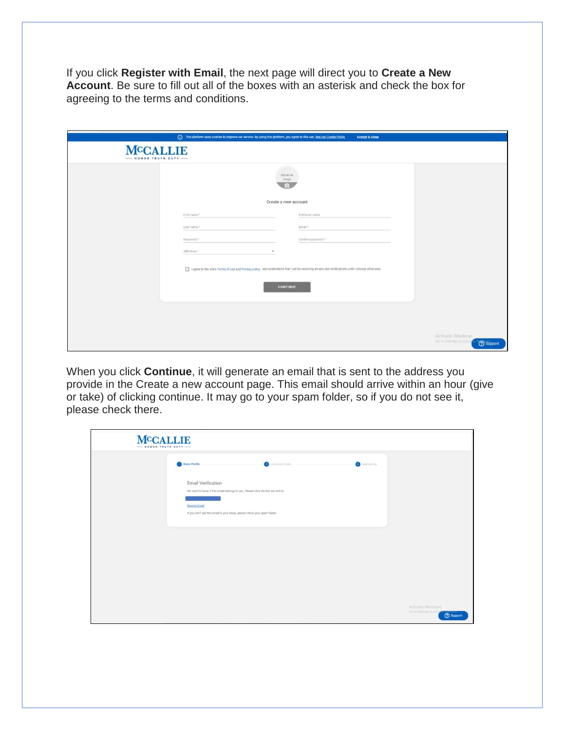If you click **Register with Email**, the next page will direct you to **Create a New Account**. Be sure to fill out all of the boxes with an asterisk and check the box for agreeing to the terms and conditions.

When you click **Continue**, it will generate an email that is sent to the address you provide in the Create a new account page. This email should arrive within an hour (give or take) of clicking continue. It may go to your spam folder, so if you do not see it, please check there.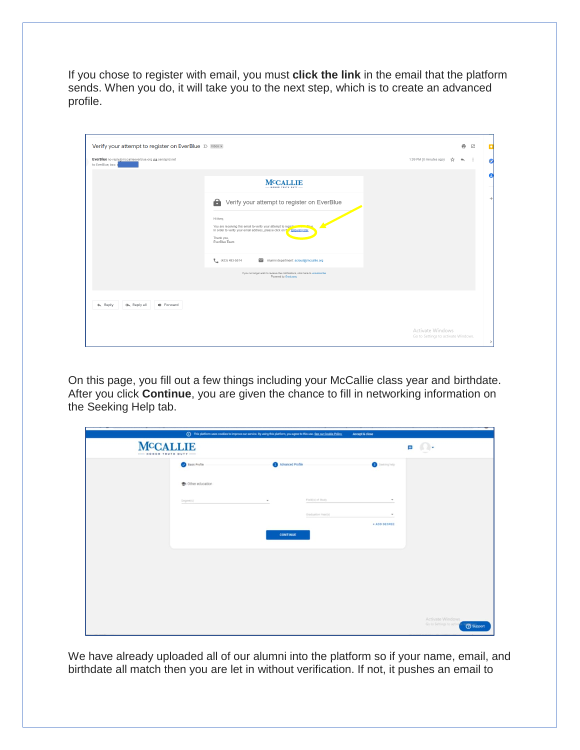If you chose to register with email, you must **click the link** in the email that the platform sends. When you do, it will take you to the next step, which is to create an advanced profile.

On this page, you fill out a few things including your McCallie class year and birthdate. After you click **Continue**, you are given the chance to fill in networking information on the Seeking Help tab.

We have already uploaded all of our alumni into the platform so if your name, email, and birthdate all match then you are let in without verification. If not, it pushes an email to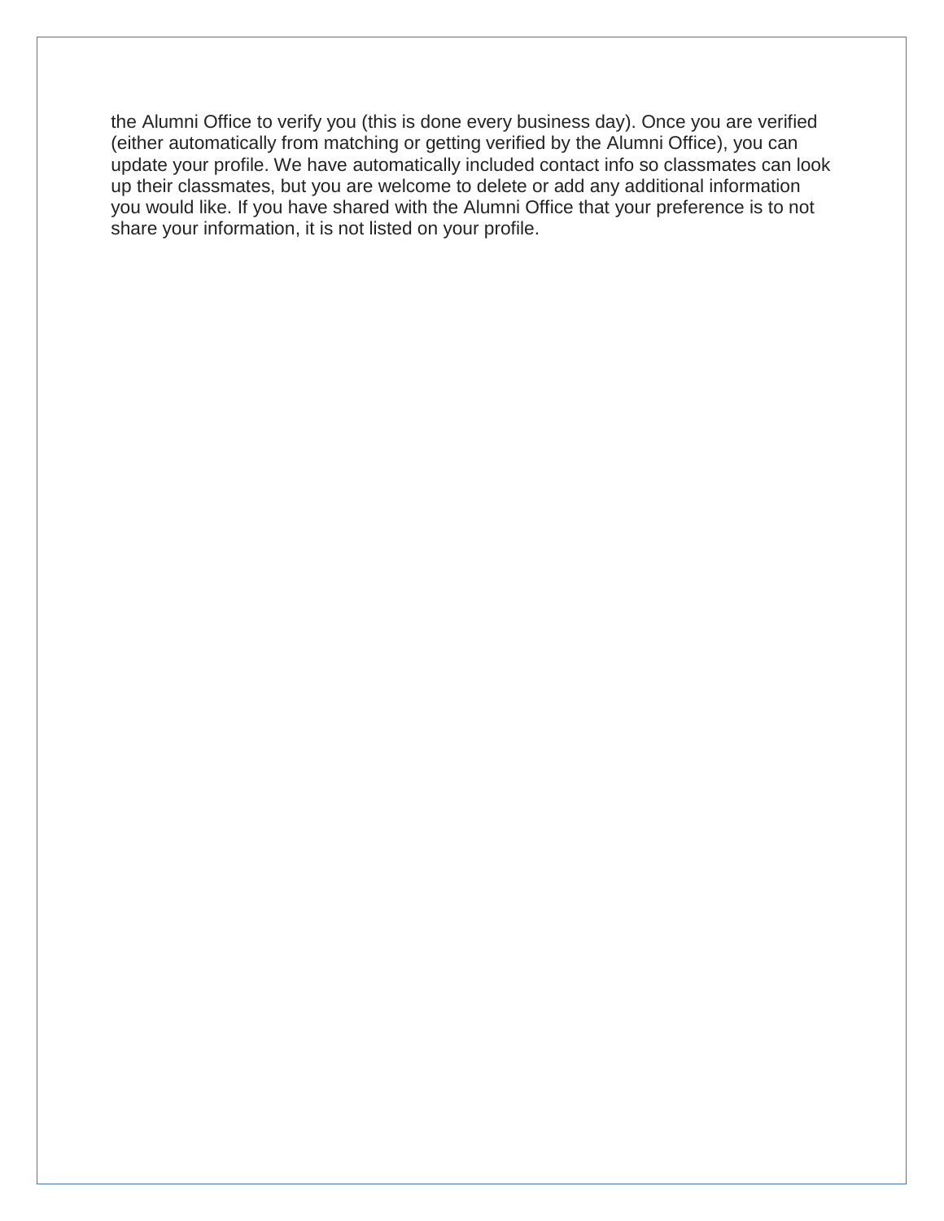the Alumni Office to verify you (this is done every business day). Once you are verified (either automatically from matching or getting verified by the Alumni Office), you can update your profile. We have automatically included contact info so classmates can look up their classmates, but you are welcome to delete or add any additional information you would like. If you have shared with the Alumni Office that your preference is to not share your information, it is not listed on your profile.